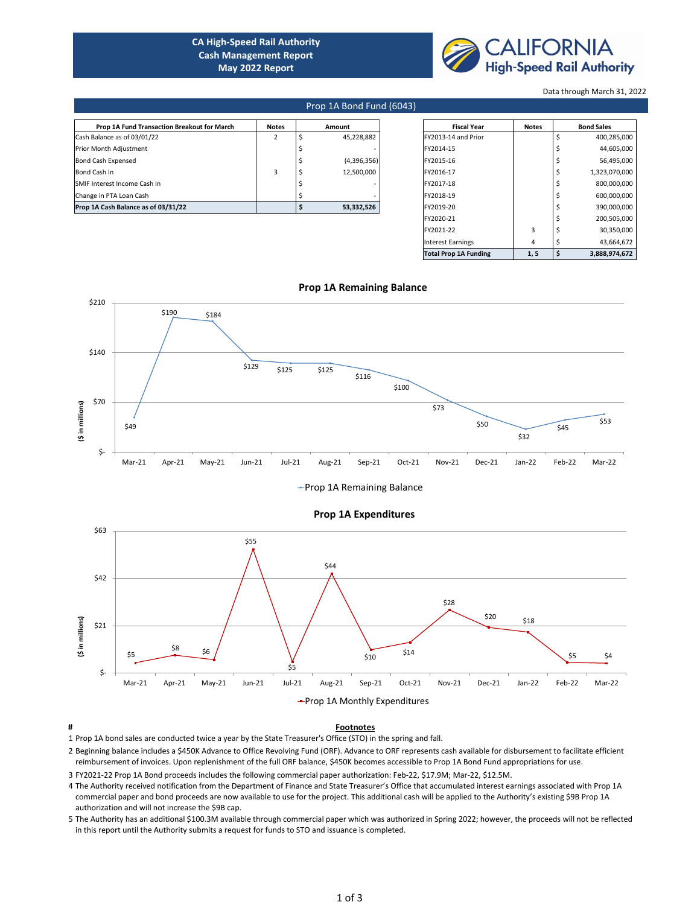# CA High-Speed Rail Authority
## Cash Management Report
## May 2022 Report

CALIFORNIA High-Speed Rail Authority

Data through March 31, 2022

## Prop 1A Bond Fund (6043)

| Prop 1A Fund Transaction Breakout for March | Notes | Amount |
|---|---|---|
| Cash Balance as of 03/01/22 | 2 | $ 45,228,882 |
| Prior Month Adjustment | | $ - |
| Bond Cash Expensed | | $ (4,396,356) |
| Bond Cash In | 3 | $ 12,500,000 |
| SMIF Interest Income Cash In | | $ - |
| Change in PTA Loan Cash | | $ - |
| **Prop 1A Cash Balance as of 03/31/22** | | **$ 53,332,526** |

| Fiscal Year | Notes | Bond Sales |
|---|---|---|
| FY2013-14 and Prior | | $ 400,285,000 |
| FY2014-15 | | $ 44,605,000 |
| FY2015-16 | | $ 56,495,000 |
| FY2016-17 | | $ 1,323,070,000 |
| FY2017-18 | | $ 800,000,000 |
| FY2018-19 | | $ 600,000,000 |
| FY2019-20 | | $ 390,000,000 |
| FY2020-21 | | $ 200,505,000 |
| FY2021-22 | 3 | $ 30,350,000 |
| Interest Earnings | 4 | $ 43,664,672 |
| **Total Prop 1A Funding** | **1, 5** | **$ 3,888,974,672** |

### Prop 1A Remaining Balance

($ in millions)

| Month | Prop 1A Remaining Balance |
|---|---|
| Mar-21 | $49 |
| Apr-21 | $190 |
| May-21 | $184 |
| Jun-21 | $129 |
| Jul-21 | $125 |
| Aug-21 | $125 |
| Sep-21 | $116 |
| Oct-21 | $100 |
| Nov-21 | $73 |
| Dec-21 | $50 |
| Jan-22 | $32 |
| Feb-22 | $45 |
| Mar-22 | $53 |

### Prop 1A Expenditures

($ in millions)

| Month | Prop 1A Monthly Expenditures |
|---|---|
| Mar-21 | $5 |
| Apr-21 | $8 |
| May-21 | $6 |
| Jun-21 | $55 |
| Jul-21 | $5 |
| Aug-21 | $44 |
| Sep-21 | $10 |
| Oct-21 | $14 |
| Nov-21 | $28 |
| Dec-21 | $20 |
| Jan-22 | $18 |
| Feb-22 | $5 |
| Mar-22 | $4 |

**Footnotes**

1. Prop 1A bond sales are conducted twice a year by the State Treasurer's Office (STO) in the spring and fall.
2. Beginning balance includes a $450K Advance to Office Revolving Fund (ORF). Advance to ORF represents cash available for disbursement to facilitate efficient reimbursement of invoices. Upon replenishment of the full ORF balance, $450K becomes accessible to Prop 1A Bond Fund appropriations for use.
3. FY2021-22 Prop 1A Bond proceeds includes the following commercial paper authorization: Feb-22, $17.9M; Mar-22, $12.5M.
4. The Authority received notification from the Department of Finance and State Treasurer's Office that accumulated interest earnings associated with Prop 1A commercial paper and bond proceeds are now available to use for the project. This additional cash will be applied to the Authority's existing $9B Prop 1A authorization and will not increase the $9B cap.
5. The Authority has an additional $100.3M available through commercial paper which was authorized in Spring 2022; however, the proceeds will not be reflected in this report until the Authority submits a request for funds to STO and issuance is completed.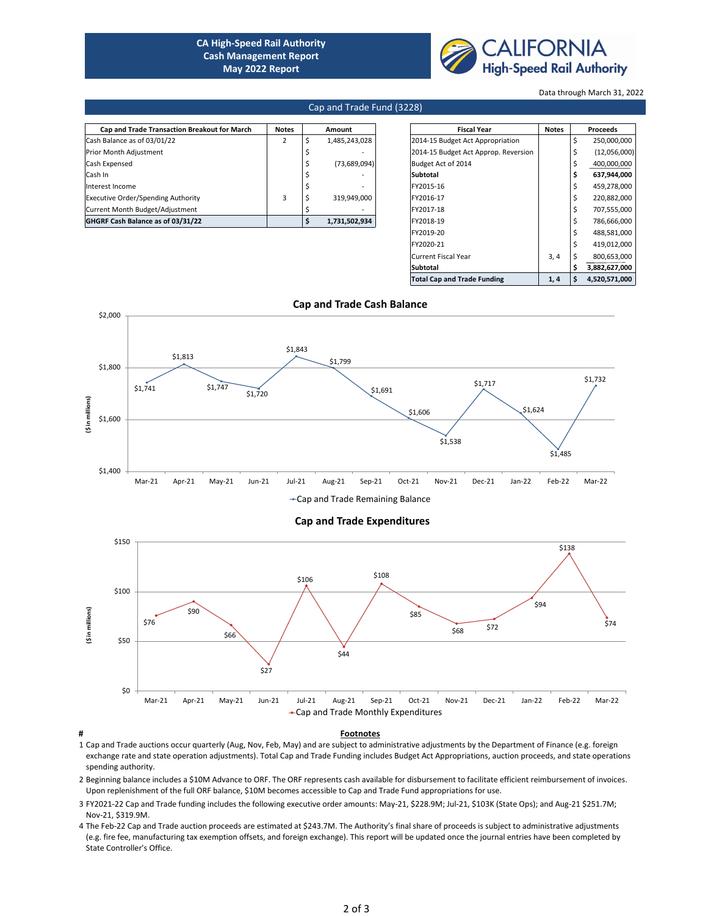# CA High-Speed Rail Authority
## Cash Management Report
## May 2022 Report

CALIFORNIA High-Speed Rail Authority

Data through March 31, 2022

## Cap and Trade Fund (3228)

| Cap and Trade Transaction Breakout for March | Notes | Amount |
|---|---|---|
| Cash Balance as of 03/01/22 | 2 | $ 1,485,243,028 |
| Prior Month Adjustment | | $ - |
| Cash Expensed | | $ (73,689,094) |
| Cash In | | $ - |
| Interest Income | | $ - |
| Executive Order/Spending Authority | 3 | $ 319,949,000 |
| Current Month Budget/Adjustment | | $ - |
| **GHGRF Cash Balance as of 03/31/22** | | **$ 1,731,502,934** |

| Fiscal Year | Notes | Proceeds |
|---|---|---|
| 2014-15 Budget Act Appropriation | | $ 250,000,000 |
| 2014-15 Budget Act Approp. Reversion | | $ (12,056,000) |
| Budget Act of 2014 | | $ 400,000,000 |
| **Subtotal** | | **$ 637,944,000** |
| FY2015-16 | | $ 459,278,000 |
| FY2016-17 | | $ 220,882,000 |
| FY2017-18 | | $ 707,555,000 |
| FY2018-19 | | $ 786,666,000 |
| FY2019-20 | | $ 488,581,000 |
| FY2020-21 | | $ 419,012,000 |
| Current Fiscal Year | 3, 4 | $ 800,653,000 |
| **Subtotal** | | **$ 3,882,627,000** |
| **Total Cap and Trade Funding** | **1, 4** | **$ 4,520,571,000** |

### Cap and Trade Cash Balance

($ in millions)

| Month | Cap and Trade Remaining Balance |
|---|---|
| Mar-21 | $1,741 |
| Apr-21 | $1,813 |
| May-21 | $1,747 |
| Jun-21 | $1,720 |
| Jul-21 | $1,843 |
| Aug-21 | $1,799 |
| Sep-21 | $1,691 |
| Oct-21 | $1,606 |
| Nov-21 | $1,538 |
| Dec-21 | $1,717 |
| Jan-22 | $1,624 |
| Feb-22 | $1,485 |
| Mar-22 | $1,732 |

### Cap and Trade Expenditures

($ in millions)

| Month | Cap and Trade Monthly Expenditures |
|---|---|
| Mar-21 | $76 |
| Apr-21 | $90 |
| May-21 | $66 |
| Jun-21 | $27 |
| Jul-21 | $106 |
| Aug-21 | $44 |
| Sep-21 | $108 |
| Oct-21 | $85 |
| Nov-21 | $68 |
| Dec-21 | $72 |
| Jan-22 | $94 |
| Feb-22 | $138 |
| Mar-22 | $74 |

### Footnotes

1. Cap and Trade auctions occur quarterly (Aug, Nov, Feb, May) and are subject to administrative adjustments by the Department of Finance (e.g. foreign exchange rate and state operation adjustments). Total Cap and Trade Funding includes Budget Act Appropriations, auction proceeds, and state operations spending authority.
2. Beginning balance includes a $10M Advance to ORF. The ORF represents cash available for disbursement to facilitate efficient reimbursement of invoices. Upon replenishment of the full ORF balance, $10M becomes accessible to Cap and Trade Fund appropriations for use.
3. FY2021-22 Cap and Trade funding includes the following executive order amounts: May-21, $228.9M; Jul-21, $103K (State Ops); and Aug-21 $251.7M; Nov-21, $319.9M.
4. The Feb-22 Cap and Trade auction proceeds are estimated at $243.7M. The Authority's final share of proceeds is subject to administrative adjustments (e.g. fire fee, manufacturing tax exemption offsets, and foreign exchange). This report will be updated once the journal entries have been completed by State Controller's Office.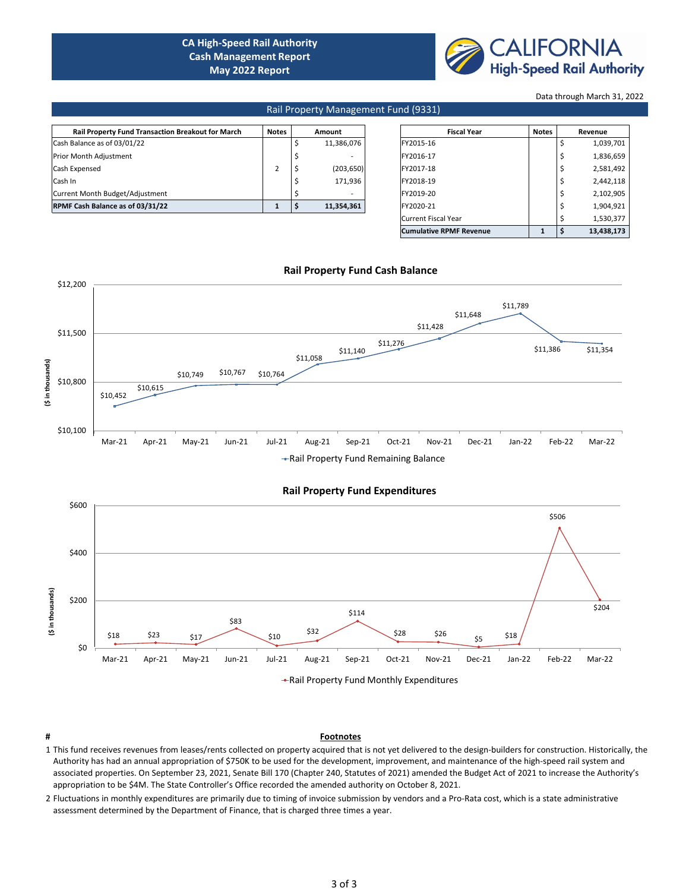# CA High-Speed Rail Authority
## Cash Management Report
## May 2022 Report

CALIFORNIA High-Speed Rail Authority

Data through March 31, 2022

## Rail Property Management Fund (9331)

| Rail Property Fund Transaction Breakout for March | Notes | Amount |
|---|---|---|
| Cash Balance as of 03/01/22 | | $ 11,386,076 |
| Prior Month Adjustment | | $ - |
| Cash Expensed | 2 | $ (203,650) |
| Cash In | | $ 171,936 |
| Current Month Budget/Adjustment | | $ - |
| **RPMF Cash Balance as of 03/31/22** | **1** | **$ 11,354,361** |

| Fiscal Year | Notes | Revenue |
|---|---|---|
| FY2015-16 | | $ 1,039,701 |
| FY2016-17 | | $ 1,836,659 |
| FY2017-18 | | $ 2,581,492 |
| FY2018-19 | | $ 2,442,118 |
| FY2019-20 | | $ 2,102,905 |
| FY2020-21 | | $ 1,904,921 |
| Current Fiscal Year | | $ 1,530,377 |
| **Cumulative RPMF Revenue** | **1** | **$ 13,438,173** |

**Rail Property Fund Cash Balance**

($ in thousands)

$12,200
$11,500
$10,800
$10,100

$10,452 $10,615 $10,749 $10,767 $10,764 $11,058 $11,140 $11,276 $11,428 $11,648 $11,789 $11,386 $11,354

Mar-21 Apr-21 May-21 Jun-21 Jul-21 Aug-21 Sep-21 Oct-21 Nov-21 Dec-21 Jan-22 Feb-22 Mar-22

Rail Property Fund Remaining Balance

**Rail Property Fund Expenditures**

($ in thousands)

$600
$400
$200
$0

$18 $23 $17 $83 $10 $32 $114 $28 $26 $5 $18 $506 $204

Mar-21 Apr-21 May-21 Jun-21 Jul-21 Aug-21 Sep-21 Oct-21 Nov-21 Dec-21 Jan-22 Feb-22 Mar-22

Rail Property Fund Monthly Expenditures

| # | Footnotes |
|---|---|
| 1 | This fund receives revenues from leases/rents collected on property acquired that is not yet delivered to the design-builders for construction. Historically, the Authority has had an annual appropriation of $750K to be used for the development, improvement, and maintenance of the high-speed rail system and associated properties. On September 23, 2021, Senate Bill 170 (Chapter 240, Statutes of 2021) amended the Budget Act of 2021 to increase the Authority's appropriation to be $4M. The State Controller's Office recorded the amended authority on October 8, 2021. |
| 2 | Fluctuations in monthly expenditures are primarily due to timing of invoice submission by vendors and a Pro-Rata cost, which is a state administrative assessment determined by the Department of Finance, that is charged three times a year. |